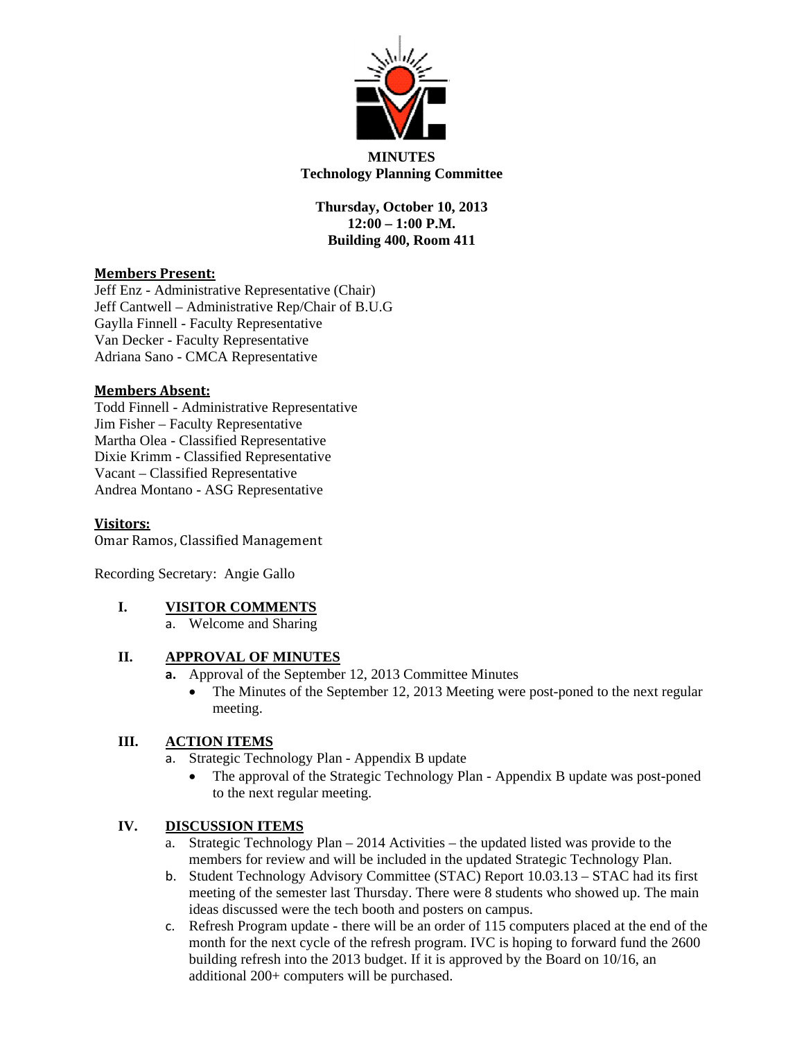**MINUTES**
**Technology Planning Committee**

**Thursday, October 10, 2013**
**12:00 – 1:00 P.M.**
**Building 400, Room 411**

**Members Present:**
Jeff Enz - Administrative Representative (Chair)
Jeff Cantwell – Administrative Rep/Chair of B.U.G
Gaylla Finnell - Faculty Representative
Van Decker - Faculty Representative
Adriana Sano - CMCA Representative

**Members Absent:**
Todd Finnell - Administrative Representative
Jim Fisher – Faculty Representative
Martha Olea - Classified Representative
Dixie Krimm - Classified Representative
Vacant – Classified Representative
Andrea Montano - ASG Representative

**Visitors:**
Omar Ramos, Classified Management

Recording Secretary: Angie Gallo

## I. VISITOR COMMENTS

a. Welcome and Sharing

## II. APPROVAL OF MINUTES

a. Approval of the September 12, 2013 Committee Minutes
   - The Minutes of the September 12, 2013 Meeting were post-poned to the next regular meeting.

## III. ACTION ITEMS

a. Strategic Technology Plan - Appendix B update
   - The approval of the Strategic Technology Plan - Appendix B update was post-poned to the next regular meeting.

## IV. DISCUSSION ITEMS

a. Strategic Technology Plan – 2014 Activities – the updated listed was provide to the members for review and will be included in the updated Strategic Technology Plan.
b. Student Technology Advisory Committee (STAC) Report 10.03.13 – STAC had its first meeting of the semester last Thursday. There were 8 students who showed up. The main ideas discussed were the tech booth and posters on campus.
c. Refresh Program update - there will be an order of 115 computers placed at the end of the month for the next cycle of the refresh program. IVC is hoping to forward fund the 2600 building refresh into the 2013 budget. If it is approved by the Board on 10/16, an additional 200+ computers will be purchased.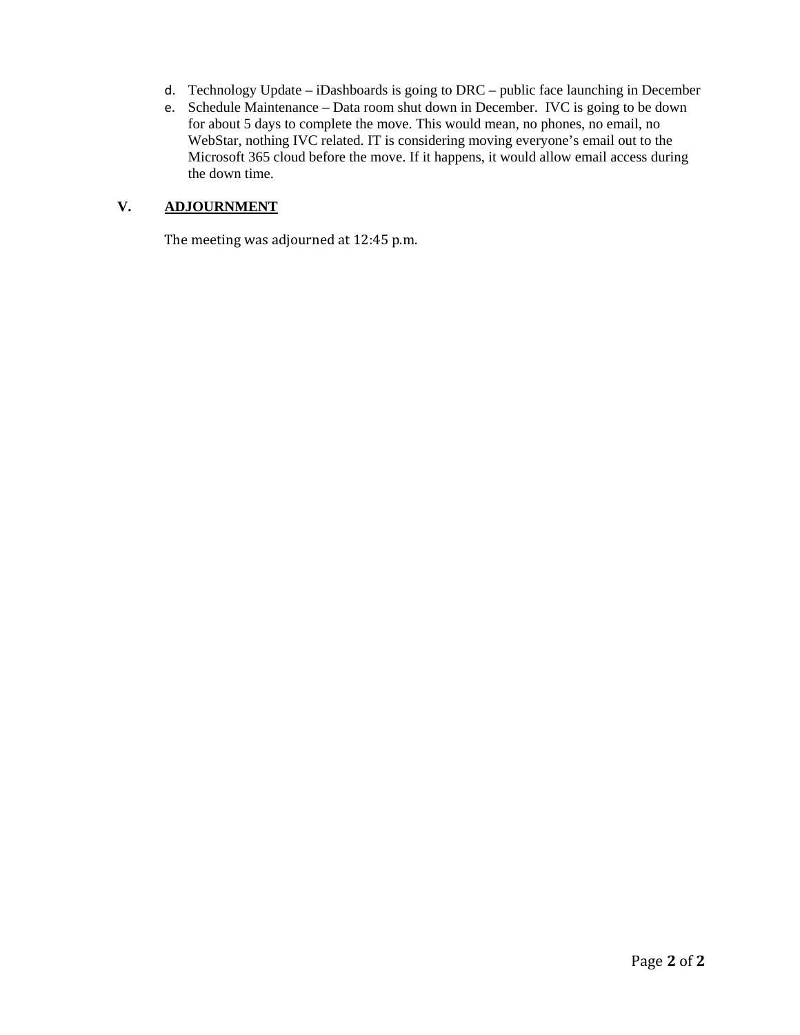d. Technology Update – iDashboards is going to DRC – public face launching in December
e. Schedule Maintenance – Data room shut down in December. IVC is going to be down for about 5 days to complete the move. This would mean, no phones, no email, no WebStar, nothing IVC related. IT is considering moving everyone's email out to the Microsoft 365 cloud before the move. If it happens, it would allow email access during the down time.

## V. ADJOURNMENT

The meeting was adjourned at 12:45 p.m.